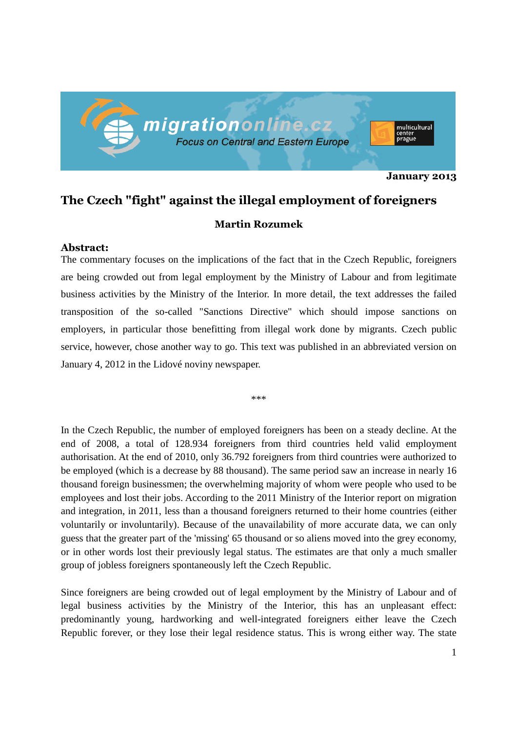January 2013

# The Czech "fight" against the illegal employment of foreigners

**Martin Rozumek**

**Abstract:**
The commentary focuses on the implications of the fact that in the Czech Republic, foreigners are being crowded out from legal employment by the Ministry of Labour and from legitimate business activities by the Ministry of the Interior. In more detail, the text addresses the failed transposition of the so-called "Sanctions Directive" which should impose sanctions on employers, in particular those benefitting from illegal work done by migrants. Czech public service, however, chose another way to go. This text was published in an abbreviated version on January 4, 2012 in the Lidové noviny newspaper.

***

In the Czech Republic, the number of employed foreigners has been on a steady decline. At the end of 2008, a total of 128.934 foreigners from third countries held valid employment authorisation. At the end of 2010, only 36.792 foreigners from third countries were authorized to be employed (which is a decrease by 88 thousand). The same period saw an increase in nearly 16 thousand foreign businessmen; the overwhelming majority of whom were people who used to be employees and lost their jobs. According to the 2011 Ministry of the Interior report on migration and integration, in 2011, less than a thousand foreigners returned to their home countries (either voluntarily or involuntarily). Because of the unavailability of more accurate data, we can only guess that the greater part of the 'missing' 65 thousand or so aliens moved into the grey economy, or in other words lost their previously legal status. The estimates are that only a much smaller group of jobless foreigners spontaneously left the Czech Republic.

Since foreigners are being crowded out of legal employment by the Ministry of Labour and of legal business activities by the Ministry of the Interior, this has an unpleasant effect: predominantly young, hardworking and well-integrated foreigners either leave the Czech Republic forever, or they lose their legal residence status. This is wrong either way. The state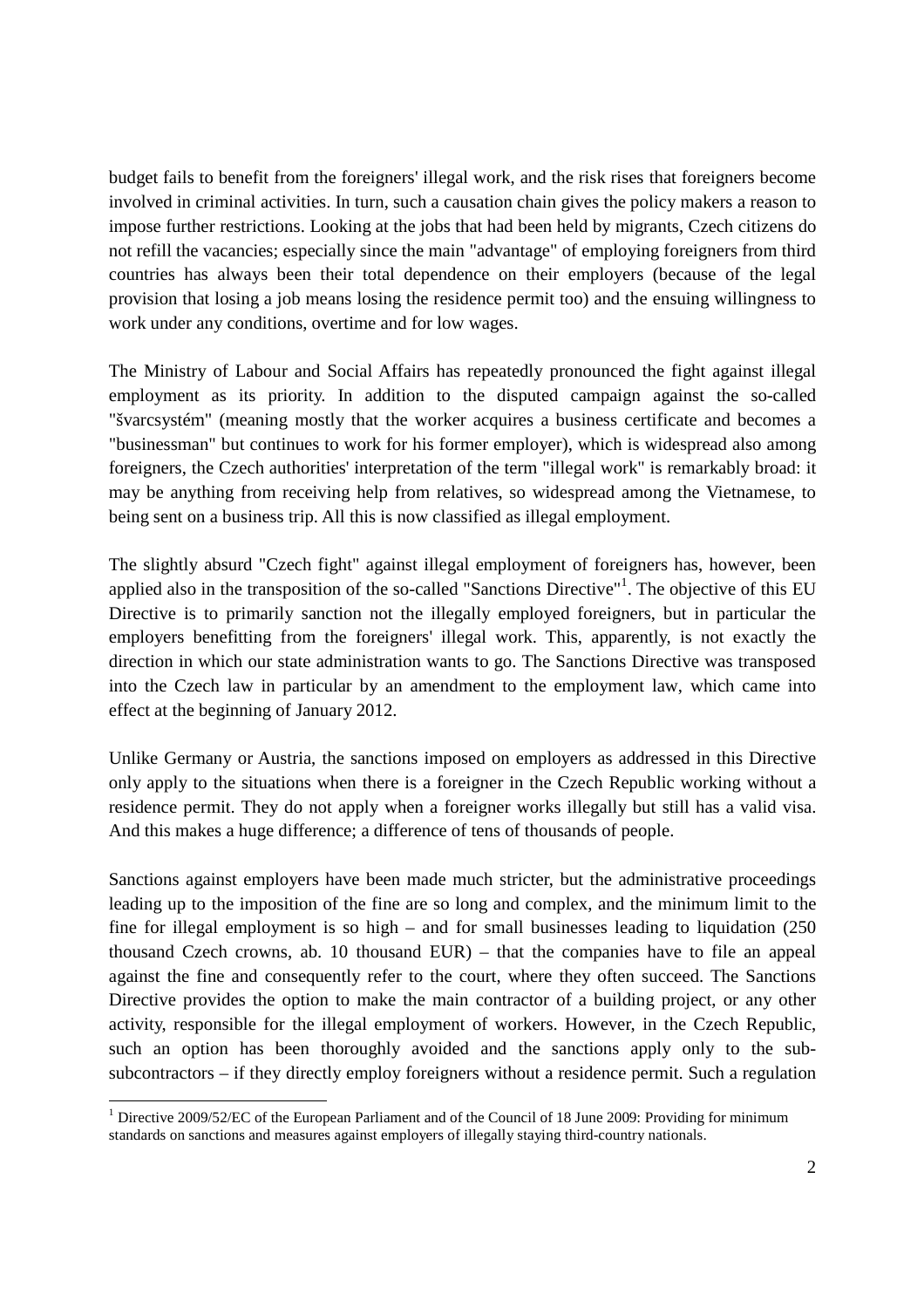budget fails to benefit from the foreigners' illegal work, and the risk rises that foreigners become involved in criminal activities. In turn, such a causation chain gives the policy makers a reason to impose further restrictions. Looking at the jobs that had been held by migrants, Czech citizens do not refill the vacancies; especially since the main "advantage" of employing foreigners from third countries has always been their total dependence on their employers (because of the legal provision that losing a job means losing the residence permit too) and the ensuing willingness to work under any conditions, overtime and for low wages.

The Ministry of Labour and Social Affairs has repeatedly pronounced the fight against illegal employment as its priority. In addition to the disputed campaign against the so-called "švarcsystém" (meaning mostly that the worker acquires a business certificate and becomes a "businessman" but continues to work for his former employer), which is widespread also among foreigners, the Czech authorities' interpretation of the term "illegal work" is remarkably broad: it may be anything from receiving help from relatives, so widespread among the Vietnamese, to being sent on a business trip. All this is now classified as illegal employment.

The slightly absurd "Czech fight" against illegal employment of foreigners has, however, been applied also in the transposition of the so-called "Sanctions Directive"[1]. The objective of this EU Directive is to primarily sanction not the illegally employed foreigners, but in particular the employers benefitting from the foreigners' illegal work. This, apparently, is not exactly the direction in which our state administration wants to go. The Sanctions Directive was transposed into the Czech law in particular by an amendment to the employment law, which came into effect at the beginning of January 2012.

Unlike Germany or Austria, the sanctions imposed on employers as addressed in this Directive only apply to the situations when there is a foreigner in the Czech Republic working without a residence permit. They do not apply when a foreigner works illegally but still has a valid visa. And this makes a huge difference; a difference of tens of thousands of people.

Sanctions against employers have been made much stricter, but the administrative proceedings leading up to the imposition of the fine are so long and complex, and the minimum limit to the fine for illegal employment is so high – and for small businesses leading to liquidation (250 thousand Czech crowns, ab. 10 thousand EUR) – that the companies have to file an appeal against the fine and consequently refer to the court, where they often succeed. The Sanctions Directive provides the option to make the main contractor of a building project, or any other activity, responsible for the illegal employment of workers. However, in the Czech Republic, such an option has been thoroughly avoided and the sanctions apply only to the sub-subcontractors – if they directly employ foreigners without a residence permit. Such a regulation

[1] Directive 2009/52/EC of the European Parliament and of the Council of 18 June 2009: Providing for minimum standards on sanctions and measures against employers of illegally staying third-country nationals.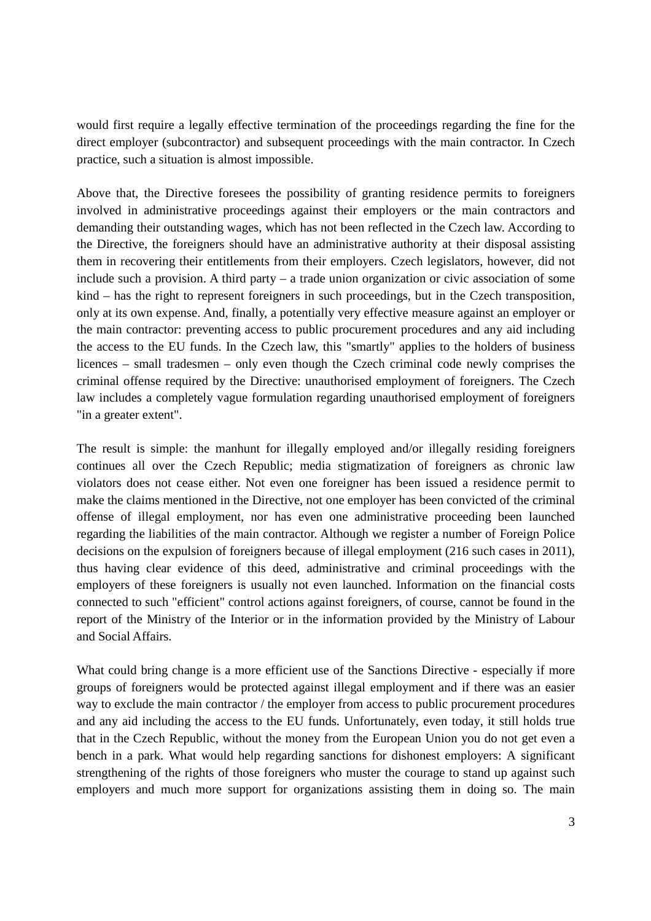would first require a legally effective termination of the proceedings regarding the fine for the direct employer (subcontractor) and subsequent proceedings with the main contractor. In Czech practice, such a situation is almost impossible.

Above that, the Directive foresees the possibility of granting residence permits to foreigners involved in administrative proceedings against their employers or the main contractors and demanding their outstanding wages, which has not been reflected in the Czech law. According to the Directive, the foreigners should have an administrative authority at their disposal assisting them in recovering their entitlements from their employers. Czech legislators, however, did not include such a provision. A third party – a trade union organization or civic association of some kind – has the right to represent foreigners in such proceedings, but in the Czech transposition, only at its own expense. And, finally, a potentially very effective measure against an employer or the main contractor: preventing access to public procurement procedures and any aid including the access to the EU funds. In the Czech law, this "smartly" applies to the holders of business licences – small tradesmen – only even though the Czech criminal code newly comprises the criminal offense required by the Directive: unauthorised employment of foreigners. The Czech law includes a completely vague formulation regarding unauthorised employment of foreigners "in a greater extent".

The result is simple: the manhunt for illegally employed and/or illegally residing foreigners continues all over the Czech Republic; media stigmatization of foreigners as chronic law violators does not cease either. Not even one foreigner has been issued a residence permit to make the claims mentioned in the Directive, not one employer has been convicted of the criminal offense of illegal employment, nor has even one administrative proceeding been launched regarding the liabilities of the main contractor. Although we register a number of Foreign Police decisions on the expulsion of foreigners because of illegal employment (216 such cases in 2011), thus having clear evidence of this deed, administrative and criminal proceedings with the employers of these foreigners is usually not even launched. Information on the financial costs connected to such "efficient" control actions against foreigners, of course, cannot be found in the report of the Ministry of the Interior or in the information provided by the Ministry of Labour and Social Affairs.

What could bring change is a more efficient use of the Sanctions Directive - especially if more groups of foreigners would be protected against illegal employment and if there was an easier way to exclude the main contractor / the employer from access to public procurement procedures and any aid including the access to the EU funds. Unfortunately, even today, it still holds true that in the Czech Republic, without the money from the European Union you do not get even a bench in a park. What would help regarding sanctions for dishonest employers: A significant strengthening of the rights of those foreigners who muster the courage to stand up against such employers and much more support for organizations assisting them in doing so. The main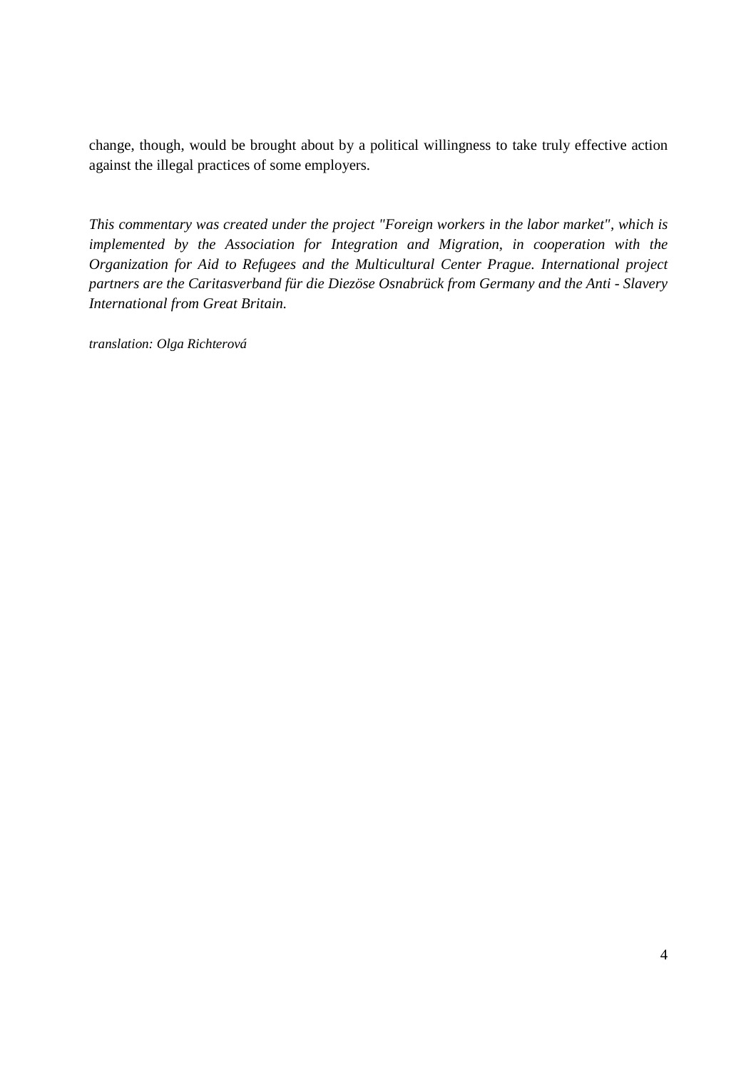change, though, would be brought about by a political willingness to take truly effective action against the illegal practices of some employers.

*This commentary was created under the project "Foreign workers in the labor market", which is implemented by the Association for Integration and Migration, in cooperation with the Organization for Aid to Refugees and the Multicultural Center Prague. International project partners are the Caritasverband für die Diezöse Osnabrück from Germany and the Anti - Slavery International from Great Britain.*

*translation: Olga Richterová*